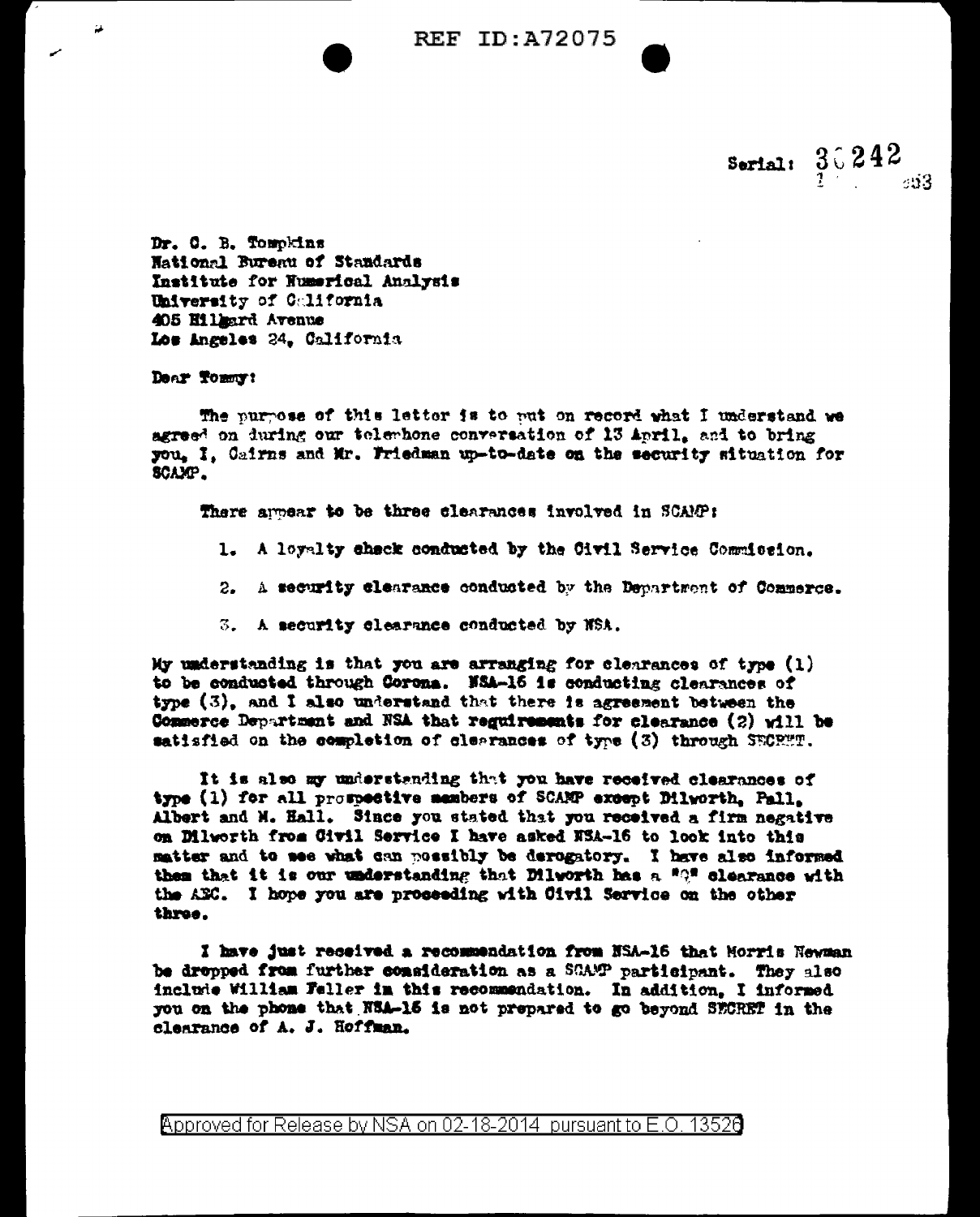REF ID:A72075

Serial: 30242

Dr. C. B. Tompkins
National Bureau of Standards
Institute for Numerical Analysis
University of California
405 Hilgard Avenue
Los Angeles 24, California

Dear Tommy:

The purpose of this letter is to put on record what I understand we agreed on during our telephone conversation of 13 April, and to bring you, I, Cairns and Mr. Friedman up-to-date on the security situation for SCAMP.

There appear to be three clearances involved in SCAMP:

1. A loyalty check conducted by the Civil Service Commission.
2. A security clearance conducted by the Department of Commerce.
3. A security clearance conducted by NSA.

My understanding is that you are arranging for clearances of type (1) to be conducted through Corona. NSA-16 is conducting clearances of type (3), and I also understand that there is agreement between the Commerce Department and NSA that requirements for clearance (2) will be satisfied on the completion of clearances of type (3) through SECRET.

It is also my understanding that you have received clearances of type (1) for all prospective members of SCAMP except Dilworth, Pall, Albert and M. Hall. Since you stated that you received a firm negative on Dilworth from Civil Service I have asked NSA-16 to look into this matter and to see what can possibly be derogatory. I have also informed them that it is our understanding that Dilworth has a "Q" clearance with the AEC. I hope you are proceeding with Civil Service on the other three.

I have just received a recommendation from NSA-16 that Morris Newman be dropped from further consideration as a SCAMP participant. They also include William Feller in this recommendation. In addition, I informed you on the phone that NSA-16 is not prepared to go beyond SECRET in the clearance of A. J. Hoffman.

Approved for Release by NSA on 02-18-2014 pursuant to E.O. 13526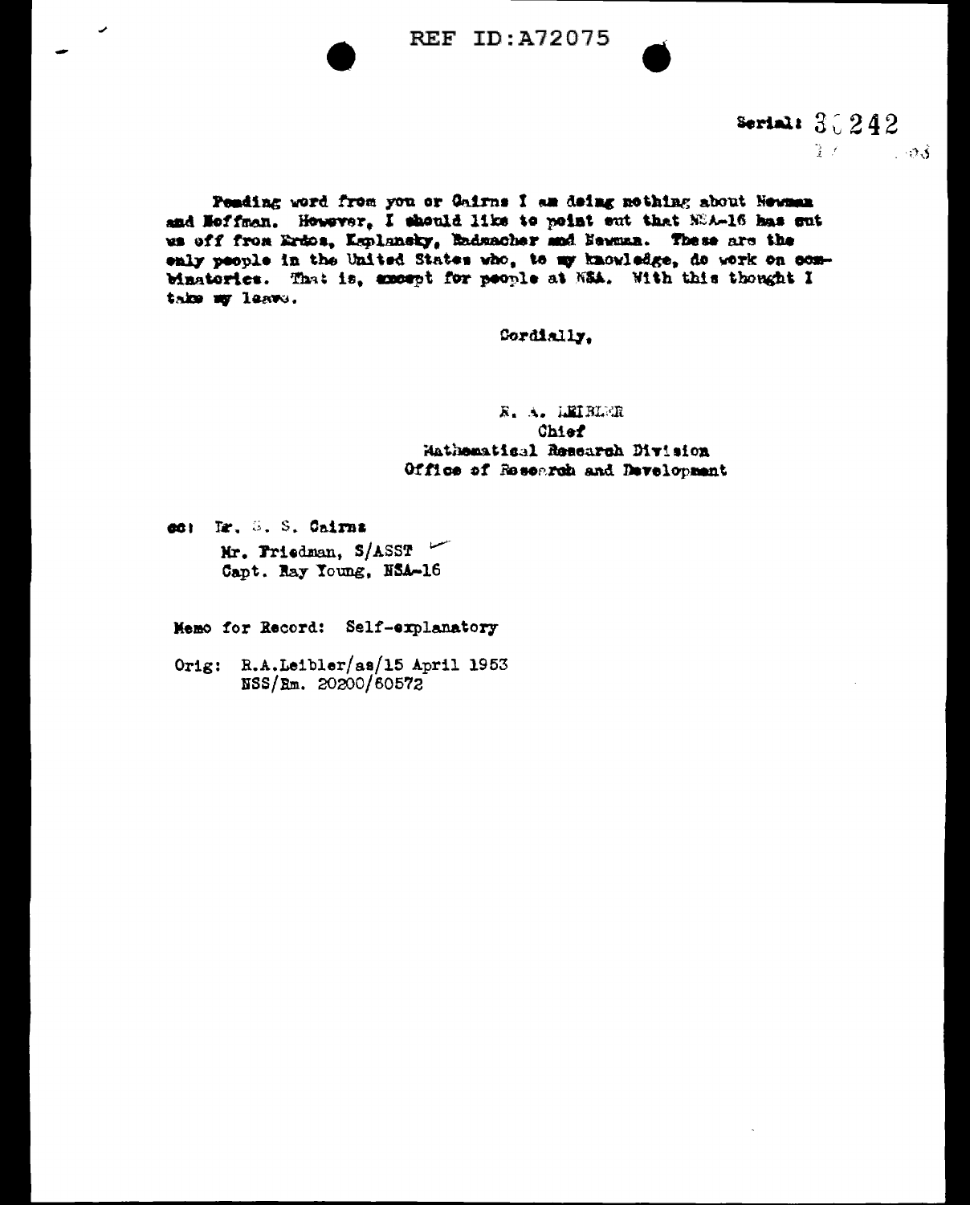REF ID:A72075

Serial: 3 242

Pending word from you or Cairns I am doing nothing about Newman and Hoffman. However, I should like to point out that NSA-16 has cut us off from Erdos, Kaplansky, Rademacher and Newman. These are the only people in the United States who, to my knowledge, do work on combinatorics. That is, except for people at NSA. With this thought I take my leave.

Cordially,

R. A. LEIBLER
Chief
Mathematical Research Division
Office of Research and Development

cc: Dr. S. S. Cairns
Mr. Friedman, S/ASST
Capt. Ray Young, NSA-16

Memo for Record: Self-explanatory

Orig: R.A.Leibler/as/15 April 1953
NSS/Rm. 20200/60572